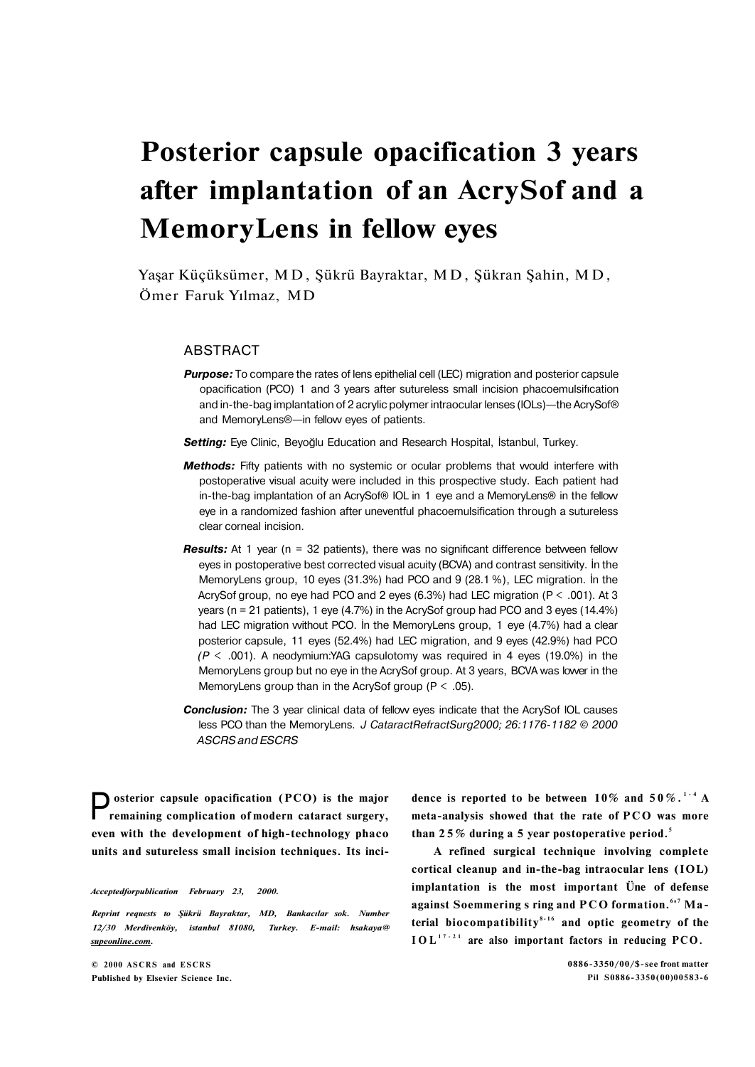# Posterior capsule opacification 3 years after implantation of an AcrySof and a MemoryLens in fellow eyes

Yaşar Küçüksümer, MD, Şükrü Bayraktar, MD, Şükran Şahin, MD, Ömer Faruk Yılmaz, MD

## ABSTRACT

***Purpose:*** To compare the rates of lens epithelial cell (LEC) migration and posterior capsule opacification (PCO) 1 and 3 years after sutureless small incision phacoemulsification and in-the-bag implantation of 2 acrylic polymer intraocular lenses (IOLs)—the AcrySof® and MemoryLens®—in fellow eyes of patients.

***Setting:*** Eye Clinic, Beyoğlu Education and Research Hospital, İstanbul, Turkey.

***Methods:*** Fifty patients with no systemic or ocular problems that would interfere with postoperative visual acuity were included in this prospective study. Each patient had in-the-bag implantation of an AcrySof® IOL in 1 eye and a MemoryLens® in the fellow eye in a randomized fashion after uneventful phacoemulsification through a sutureless clear corneal incision.

***Results:*** At 1 year (n = 32 patients), there was no significant difference between fellow eyes in postoperative best corrected visual acuity (BCVA) and contrast sensitivity. İn the MemoryLens group, 10 eyes (31.3%) had PCO and 9 (28.1%), LEC migration. İn the AcrySof group, no eye had PCO and 2 eyes (6.3%) had LEC migration ($P < .001$). At 3 years (n = 21 patients), 1 eye (4.7%) in the AcrySof group had PCO and 3 eyes (14.4%) had LEC migration without PCO. İn the MemoryLens group, 1 eye (4.7%) had a clear posterior capsule, 11 eyes (52.4%) had LEC migration, and 9 eyes (42.9%) had PCO ($P < .001$). A neodymium:YAG capsulotomy was required in 4 eyes (19.0%) in the MemoryLens group but no eye in the AcrySof group. At 3 years, BCVA was lower in the MemoryLens group than in the AcrySof group ($P < .05$).

***Conclusion:*** The 3 year clinical data of fellow eyes indicate that the AcrySof IOL causes less PCO than the MemoryLens. *J Cataract Refract Surg 2000; 26:1176-1182 © 2000 ASCRS and ESCRS*

**Posterior capsule opacification (PCO) is the major remaining complication of modern cataract surgery, even with the development of high-technology phaco units and sutureless small incision techniques. Its incidence is reported to be between 10% and 50%.[1-4] A meta-analysis showed that the rate of PCO was more than 25% during a 5 year postoperative period.[5]**

**A refined surgical technique involving complete cortical cleanup and in-the-bag intraocular lens (IOL) implantation is the most important line of defense against Soemmering s ring and PCO formation.[6,7] Material biocompatibility[8-16] and optic geometry of the IOL[17-21] are also important factors in reducing PCO.**

*Accepted for publication February 23, 2000.*

*Reprint requests to Şükrü Bayraktar, MD, Bankacılar sok. Number 12/30 Merdivenköy, istanbul 81080, Turkey. E-mail: hsakaya@supeonline.com.*

© 2000 ASCRS and ESCRS
Published by Elsevier Science Inc.

0886-3350/00/$-see front matter
PII S0886-3350(00)00583-6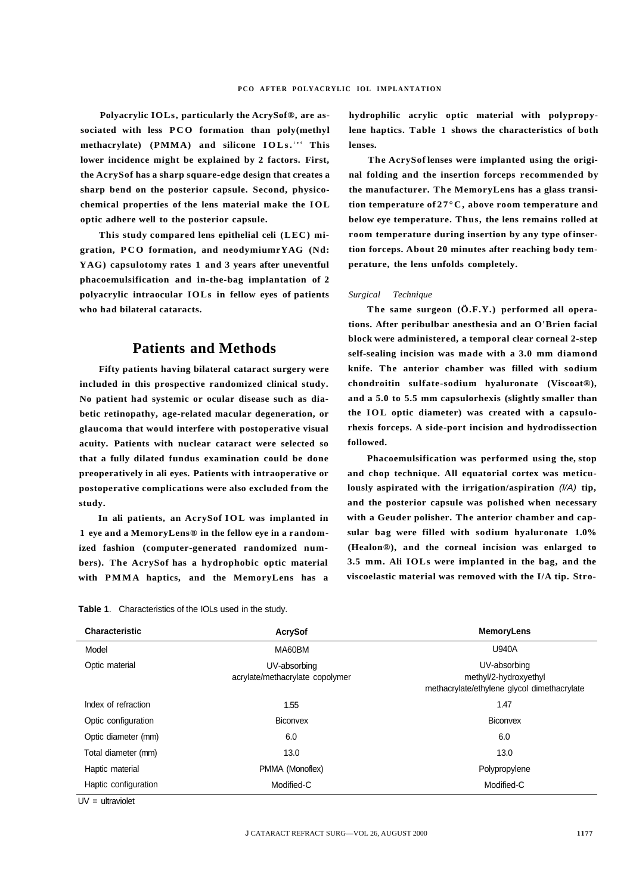Polyacrylic IOLs, particularly the AcrySof®, are associated with less PCO formation than poly(methyl methacrylate) (PMMA) and silicone IOLs.[1-6] This lower incidence might be explained by 2 factors. First, the AcrySof has a sharp square-edge design that creates a sharp bend on the posterior capsule. Second, physicochemical properties of the lens material make the IOL optic adhere well to the posterior capsule.

This study compared lens epithelial celi (LEC) migration, PCO formation, and neodymiumrYAG (Nd:YAG) capsulotomy rates 1 and 3 years after uneventful phacoemulsification and in-the-bag implantation of 2 polyacrylic intraocular IOLs in fellow eyes of patients who had bilateral cataracts.

## Patients and Methods

Fifty patients having bilateral cataract surgery were included in this prospective randomized clinical study. No patient had systemic or ocular disease such as diabetic retinopathy, age-related macular degeneration, or glaucoma that would interfere with postoperative visual acuity. Patients with nuclear cataract were selected so that a fully dilated fundus examination could be done preoperatively in ali eyes. Patients with intraoperative or postoperative complications were also excluded from the study.

In ali patients, an AcrySof IOL was implanted in 1 eye and a MemoryLens® in the fellow eye in a randomized fashion (computer-generated randomized numbers). The AcrySof has a hydrophobic optic material with PMMA haptics, and the MemoryLens has a hydrophilic acrylic optic material with polypropylene haptics. Table 1 shows the characteristics of both lenses.

The AcrySof lenses were implanted using the original folding and the insertion forceps recommended by the manufacturer. The MemoryLens has a glass transition temperature of 27°C, above room temperature and below eye temperature. Thus, the lens remains rolled at room temperature during insertion by any type of insertion forceps. About 20 minutes after reaching body temperature, the lens unfolds completely.

### *Surgical Technique*

The same surgeon (Ö.F.Y.) performed all operations. After peribulbar anesthesia and an O'Brien facial block were administered, a temporal clear corneal 2-step self-sealing incision was made with a 3.0 mm diamond knife. The anterior chamber was filled with sodium chondroitin sulfate-sodium hyaluronate (Viscoat®), and a 5.0 to 5.5 mm capsulorhexis (slightly smaller than the IOL optic diameter) was created with a capsulorhexis forceps. A side-port incision and hydrodissection followed.

Phacoemulsification was performed using the, stop and chop technique. All equatorial cortex was meticulously aspirated with the irrigation/aspiration *(I/A)* tip, and the posterior capsule was polished when necessary with a Geuder polisher. The anterior chamber and capsular bag were filled with sodium hyaluronate 1.0% (Healon®), and the corneal incision was enlarged to 3.5 mm. Ali IOLs were implanted in the bag, and the viscoelastic material was removed with the I/A tip. Stro-

**Table 1**. Characteristics of the IOLs used in the study.

| Characteristic | AcrySof | MemoryLens |
|---|---|---|
| Model | MA60BM | U940A |
| Optic material | UV-absorbing acrylate/methacrylate copolymer | UV-absorbing methyl/2-hydroxyethyl methacrylate/ethylene glycol dimethacrylate |
| Index of refraction | 1.55 | 1.47 |
| Optic configuration | Biconvex | Biconvex |
| Optic diameter (mm) | 6.0 | 6.0 |
| Total diameter (mm) | 13.0 | 13.0 |
| Haptic material | PMMA (Monoflex) | Polypropylene |
| Haptic configuration | Modified-C | Modified-C |

UV = ultraviolet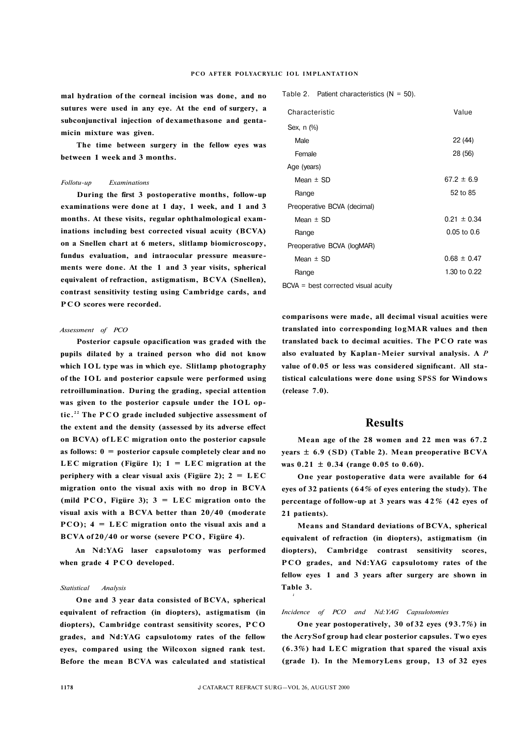mal hydration of the corneal incision was done, and no sutures were used in any eye. At the end of surgery, a subconjunctival injection of dexamethasone and gentamicin mixture was given.

The time between surgery in the fellow eyes was between 1 week and 3 months.

### *Follow-up Examinations*

During the first 3 postoperative months, follow-up examinations were done at 1 day, 1 week, and 1 and 3 months. At these visits, regular ophthalmological examinations including best corrected visual acuity (BCVA) on a Snellen chart at 6 meters, slitlamp biomicroscopy, fundus evaluation, and intraocular pressure measurements were done. At the 1 and 3 year visits, spherical equivalent of refraction, astigmatism, BCVA (Snellen), contrast sensitivity testing using Cambridge cards, and PCO scores were recorded.

### *Assessment of PCO*

Posterior capsule opacification was graded with the pupils dilated by a trained person who did not know which IOL type was in which eye. Slitlamp photography of the IOL and posterior capsule were performed using retroillumination. During the grading, special attention was given to the posterior capsule under the IOL optic.[22] The PCO grade included subjective assessment of the extent and the density (assessed by its adverse effect on BCVA) of LEC migration onto the posterior capsule as follows: 0 = posterior capsule completely clear and no LEC migration (Figüre 1); 1 = LEC migration at the periphery with a clear visual axis (Figüre 2); 2 = LEC migration onto the visual axis with no drop in BCVA (mild PCO, Figüre 3); 3 = LEC migration onto the visual axis with a BCVA better than 20/40 (moderate PCO); 4 = LEC migration onto the visual axis and a BCVA of 20/40 or worse (severe PCO, Figüre 4).

An Nd:YAG laser capsulotomy was performed when grade 4 PCO developed.

### *Statistical Analysis*

One and 3 year data consisted of BCVA, spherical equivalent of refraction (in diopters), astigmatism (in diopters), Cambridge contrast sensitivity scores, PCO grades, and Nd:YAG capsulotomy rates of the fellow eyes, compared using the Wilcoxon signed rank test. Before the mean BCVA was calculated and statistical comparisons were made, all decimal visual acuities were translated into corresponding logMAR values and then translated back to decimal acuities. The PCO rate was also evaluated by Kaplan-Meier survival analysis. A *P* value of 0.05 or less was considered significant. All statistical calculations were done using SPSS for Windows (release 7.0).

Table 2. Patient characteristics (N = 50).

| Characteristic | Value |
|---|---|
| Sex, n (%) | |
| Male | 22 (44) |
| Female | 28 (56) |
| Age (years) | |
| Mean ± SD | 67.2 ± 6.9 |
| Range | 52 to 85 |
| Preoperative BCVA (decimal) | |
| Mean ± SD | 0.21 ± 0.34 |
| Range | 0.05 to 0.6 |
| Preoperative BCVA (logMAR) | |
| Mean ± SD | 0.68 ± 0.47 |
| Range | 1.30 to 0.22 |

BCVA = best corrected visual acuity

## Results

Mean age of the 28 women and 22 men was 67.2 years ± 6.9 (SD) (Table 2). Mean preoperative BCVA was 0.21 ± 0.34 (range 0.05 to 0.60).

One year postoperative data were available for 64 eyes of 32 patients (64% of eyes entering the study). The percentage of follow-up at 3 years was 42% (42 eyes of 21 patients).

Means and Standard deviations of BCVA, spherical equivalent of refraction (in diopters), astigmatism (in diopters), Cambridge contrast sensitivity scores, PCO grades, and Nd:YAG capsulotomy rates of the fellow eyes 1 and 3 years after surgery are shown in Table 3.

### *Incidence of PCO and Nd:YAG Capsulotomies*

One year postoperatively, 30 of 32 eyes (93.7%) in the AcrySof group had clear posterior capsules. Two eyes (6.3%) had LEC migration that spared the visual axis (grade 1). In the MemoryLens group, 13 of 32 eyes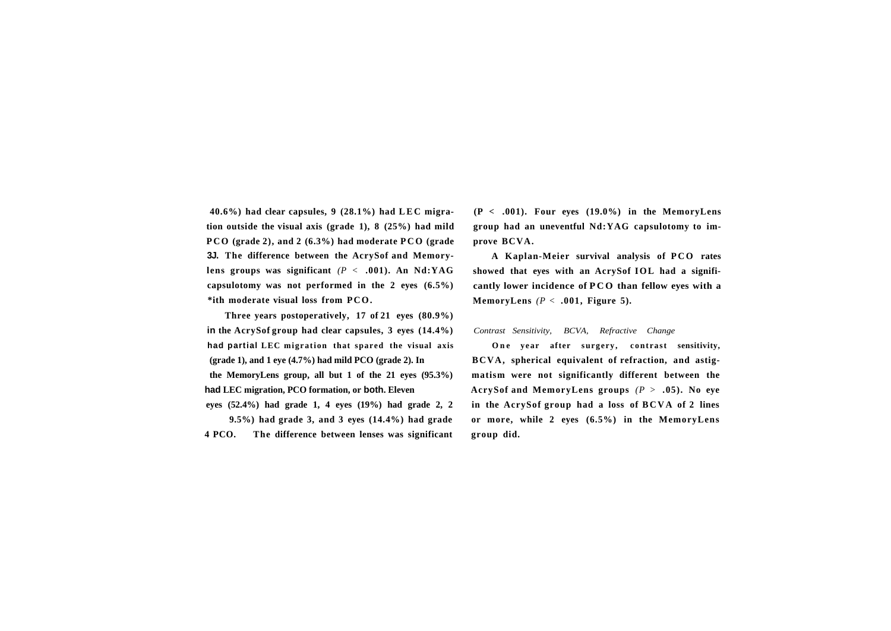40.6%) had clear capsules, 9 (28.1%) had LEC migration outside the visual axis (grade 1), 8 (25%) had mild PCO (grade 2), and 2 (6.3%) had moderate PCO (grade 3J. The difference between the AcrySof and Memorylens groups was significant ($P < .001$). An Nd:YAG capsulotomy was not performed in the 2 eyes (6.5%) *ith moderate visual loss from PCO.

Three years postoperatively, 17 of 21 eyes (80.9%) in the AcrySof group had clear capsules, 3 eyes (14.4%) had partial LEC migration that spared the visual axis (grade 1), and 1 eye (4.7%) had mild PCO (grade 2). In the MemoryLens group, all but 1 of the 21 eyes (95.3%) had LEC migration, PCO formation, or both. Eleven eyes (52.4%) had grade 1, 4 eyes (19%) had grade 2, 2 9.5%) had grade 3, and 3 eyes (14.4%) had grade 4 PCO. The difference between lenses was significant ($P < .001$). Four eyes (19.0%) in the MemoryLens group had an uneventful Nd:YAG capsulotomy to improve BCVA.

A Kaplan-Meier survival analysis of PCO rates showed that eyes with an AcrySof IOL had a significantly lower incidence of PCO than fellow eyes with a MemoryLens ($P < .001$, Figure 5).

*Contrast Sensitivity, BCVA, Refractive Change*

One year after surgery, contrast sensitivity, BCVA, spherical equivalent of refraction, and astigmatism were not significantly different between the AcrySof and MemoryLens groups ($P > .05$). No eye in the AcrySof group had a loss of BCVA of 2 lines or more, while 2 eyes (6.5%) in the MemoryLens group did.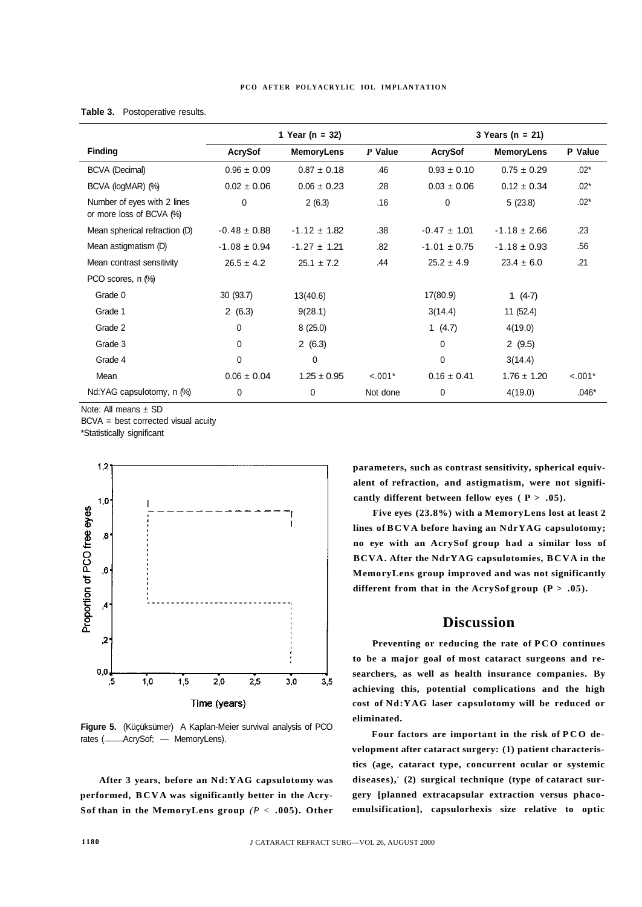**Table 3.** Postoperative results.

| Finding | 1 Year (n = 32) | | | 3 Years (n = 21) | | |
|---|---|---|---|---|---|---|
| | AcrySof | MemoryLens | *P* Value | AcrySof | MemoryLens | P Value |
| BCVA (Decimal) | 0.96 ± 0.09 | 0.87 ± 0.18 | .46 | 0.93 ± 0.10 | 0.75 ± 0.29 | .02* |
| BCVA (logMAR) (%) | 0.02 ± 0.06 | 0.06 ± 0.23 | .28 | 0.03 ± 0.06 | 0.12 ± 0.34 | .02* |
| Number of eyes with 2 lines or more loss of BCVA (%) | 0 | 2 (6.3) | .16 | 0 | 5 (23.8) | .02* |
| Mean spherical refraction (D) | -0.48 ± 0.88 | -1.12 ± 1.82 | .38 | -0.47 ± 1.01 | -1.18 ± 2.66 | .23 |
| Mean astigmatism (D) | -1.08 ± 0.94 | -1.27 ± 1.21 | .82 | -1.01 ± 0.75 | -1.18 ± 0.93 | .56 |
| Mean contrast sensitivity | 26.5 ± 4.2 | 25.1 ± 7.2 | .44 | 25.2 ± 4.9 | 23.4 ± 6.0 | .21 |
| PCO scores, n (%) | | | | | | |
| Grade 0 | 30 (93.7) | 13(40.6) | | 17(80.9) | 1 (4-7) | |
| Grade 1 | 2 (6.3) | 9(28.1) | | 3(14.4) | 11 (52.4) | |
| Grade 2 | 0 | 8 (25.0) | | 1 (4.7) | 4(19.0) | |
| Grade 3 | 0 | 2 (6.3) | | 0 | 2 (9.5) | |
| Grade 4 | 0 | 0 | | 0 | 3(14.4) | |
| Mean | 0.06 ± 0.04 | 1.25 ± 0.95 | <.001* | 0.16 ± 0.41 | 1.76 ± 1.20 | <.001* |
| Nd:YAG capsulotomy, n (%) | 0 | 0 | Not done | 0 | 4(19.0) | .046* |

Note: All means ± SD

BCVA = best corrected visual acuity

*Statistically significant

**Figure 5.** (Küçüksümer) A Kaplan-Meier survival analysis of PCO rates (—— AcrySof; — MemoryLens).

After 3 years, before an Nd:YAG capsulotomy was performed, BCVA was significantly better in the AcrySof than in the MemoryLens group *($P < .005$)*. Other parameters, such as contrast sensitivity, spherical equivalent of refraction, and astigmatism, were not significantly different between fellow eyes ( $P > .05$).

Five eyes (23.8%) with a MemoryLens lost at least 2 lines of BCVA before having an NdrYAG capsulotomy; no eye with an AcrySof group had a similar loss of BCVA. After the NdrYAG capsulotomies, BCVA in the MemoryLens group improved and was not significantly different from that in the AcrySof group ($P > .05$).

## Discussion

Preventing or reducing the rate of PCO continues to be a major goal of most cataract surgeons and researchers, as well as health insurance companies. By achieving this, potential complications and the high cost of Nd:YAG laser capsulotomy will be reduced or eliminated.

Four factors are important in the risk of PCO development after cataract surgery: (1) patient characteristics (age, cataract type, concurrent ocular or systemic diseases),[3] (2) surgical technique (type of cataract surgery [planned extracapsular extraction versus phacoemulsification], capsulorhexis size relative to optic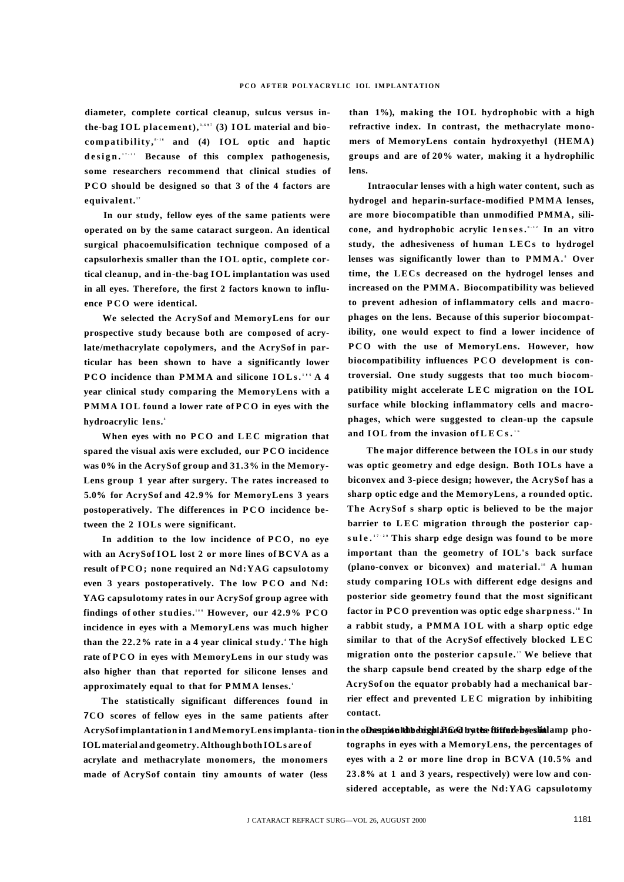diameter, complete cortical cleanup, sulcus versus in-the-bag IOL placement),[3,4,17] (3) IOL material and biocompatibility,[8–16] and (4) IOL optic and haptic design.[17–21] Because of this complex pathogenesis, some researchers recommend that clinical studies of PCO should be designed so that 3 of the 4 factors are equivalent.[17]

In our study, fellow eyes of the same patients were operated on by the same cataract surgeon. An identical surgical phacoemulsification technique composed of a capsulorhexis smaller than the IOL optic, complete cortical cleanup, and in-the-bag IOL implantation was used in all eyes. Therefore, the first 2 factors known to influence PCO were identical.

We selected the AcrySof and MemoryLens for our prospective study because both are composed of acrylate/methacrylate copolymers, and the AcrySof in particular has been shown to have a significantly lower PCO incidence than PMMA and silicone IOLs.[1,16] A 4 year clinical study comparing the MemoryLens with a PMMA IOL found a lower rate of PCO in eyes with the hydroacrylic lens.[4]

When eyes with no PCO and LEC migration that spared the visual axis were excluded, our PCO incidence was 0% in the AcrySof group and 31.3% in the MemoryLens group 1 year after surgery. The rates increased to 5.0% for AcrySof and 42.9% for MemoryLens 3 years postoperatively. The differences in PCO incidence between the 2 IOLs were significant.

In addition to the low incidence of PCO, no eye with an AcrySof IOL lost 2 or more lines of BCVA as a result of PCO; none required an Nd:YAG capsulotomy even 3 years postoperatively. The low PCO and Nd:YAG capsulotomy rates in our AcrySof group agree with findings of other studies.[1,16] However, our 42.9% PCO incidence in eyes with a MemoryLens was much higher than the 22.2% rate in a 4 year clinical study.[4] The high rate of PCO in eyes with MemoryLens in our study was also higher than that reported for silicone lenses and approximately equal to that for PMMA lenses.[1]

The statistically significant differences found in PCO scores of fellow eyes in the same patients after AcrySof implantation in 1 and MemoryLens implantation in the other could be explained by the differences in IOL material and geometry. Although both IOLs are of acrylate and methacrylate monomers, the monomers made of AcrySof contain tiny amounts of water (less than 1%), making the IOL hydrophobic with a high refractive index. In contrast, the methacrylate monomers of MemoryLens contain hydroxyethyl (HEMA) groups and are of 20% water, making it a hydrophilic lens.

Intraocular lenses with a high water content, such as hydrogel and heparin-surface-modified PMMA lenses, are more biocompatible than unmodified PMMA, silicone, and hydrophobic acrylic lenses.[8–12] In an vitro study, the adhesiveness of human LECs to hydrogel lenses was significantly lower than to PMMA.[9] Over time, the LECs decreased on the hydrogel lenses and increased on the PMMA. Biocompatibility was believed to prevent adhesion of inflammatory cells and macrophages on the lens. Because of this superior biocompatibility, one would expect to find a lower incidence of PCO with the use of MemoryLens. However, how biocompatibility influences PCO development is controversial. One study suggests that too much biocompatibility might accelerate LEC migration on the IOL surface while blocking inflammatory cells and macrophages, which were suggested to clean-up the capsule and IOL from the invasion of LECs.[16]

The major difference between the IOLs in our study was optic geometry and edge design. Both IOLs have a biconvex and 3-piece design; however, the AcrySof has a sharp optic edge and the MemoryLens, a rounded optic. The AcrySof s sharp optic is believed to be the major barrier to LEC migration through the posterior capsule.[17–20] This sharp edge design was found to be more important than the geometry of IOL's back surface (plano-convex or biconvex) and material.[18] A human study comparing IOLs with different edge designs and posterior side geometry found that the most significant factor in PCO prevention was optic edge sharpness.[18] In a rabbit study, a PMMA IOL with a sharp optic edge similar to that of the AcrySof effectively blocked LEC migration onto the posterior capsule.[17] We believe that the sharp capsule bend created by the sharp edge of the AcrySof on the equator probably had a mechanical barrier effect and prevented LEC migration by inhibiting contact.

Despite the high PCO rate found by slitlamp photographs in eyes with a MemoryLens, the percentages of eyes with a 2 or more line drop in BCVA (10.5% and 23.8% at 1 and 3 years, respectively) were low and considered acceptable, as were the Nd:YAG capsulotomy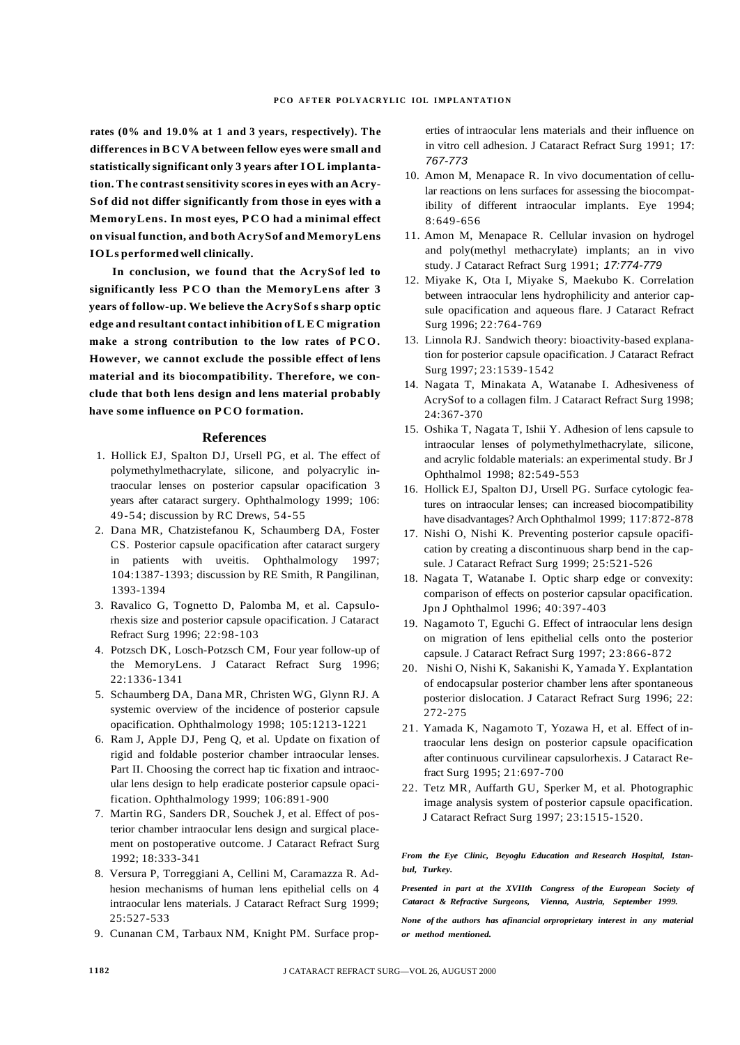**rates (0% and 19.0% at 1 and 3 years, respectively). The differences in BCVA between fellow eyes were small and statistically significant only 3 years after IOL implantation. The contrast sensitivity scores in eyes with an AcrySof did not differ significantly from those in eyes with a MemoryLens. In most eyes, PCO had a minimal effect on visual function, and both AcrySof and MemoryLens IOLs performed well clinically.**

**In conclusion, we found that the AcrySof led to significantly less PCO than the MemoryLens after 3 years of follow-up. We believe the AcrySof s sharp optic edge and resultant contact inhibition of LEC migration make a strong contribution to the low rates of PCO. However, we cannot exclude the possible effect of lens material and its biocompatibility. Therefore, we conclude that both lens design and lens material probably have some influence on PCO formation.**

## References

1. Hollick EJ, Spalton DJ, Ursell PG, et al. The effect of polymethylmethacrylate, silicone, and polyacrylic intraocular lenses on posterior capsular opacification 3 years after cataract surgery. Ophthalmology 1999; 106: 49-54; discussion by RC Drews, 54-55
2. Dana MR, Chatzistefanou K, Schaumberg DA, Foster CS. Posterior capsule opacification after cataract surgery in patients with uveitis. Ophthalmology 1997; 104:1387-1393; discussion by RE Smith, R Pangilinan, 1393-1394
3. Ravalico G, Tognetto D, Palomba M, et al. Capsulorhexis size and posterior capsule opacification. J Cataract Refract Surg 1996; 22:98-103
4. Potzsch DK, Losch-Potzsch CM, Four year follow-up of the MemoryLens. J Cataract Refract Surg 1996; 22:1336-1341
5. Schaumberg DA, Dana MR, Christen WG, Glynn RJ. A systemic overview of the incidence of posterior capsule opacification. Ophthalmology 1998; 105:1213-1221
6. Ram J, Apple DJ, Peng Q, et al. Update on fixation of rigid and foldable posterior chamber intraocular lenses. Part II. Choosing the correct hap tic fixation and intraocular lens design to help eradicate posterior capsule opacification. Ophthalmology 1999; 106:891-900
7. Martin RG, Sanders DR, Souchek J, et al. Effect of posterior chamber intraocular lens design and surgical placement on postoperative outcome. J Cataract Refract Surg 1992; 18:333-341
8. Versura P, Torreggiani A, Cellini M, Caramazza R. Adhesion mechanisms of human lens epithelial cells on 4 intraocular lens materials. J Cataract Refract Surg 1999; 25:527-533
9. Cunanan CM, Tarbaux NM, Knight PM. Surface properties of intraocular lens materials and their influence on in vitro cell adhesion. J Cataract Refract Surg 1991; 17: 767-773
10. Amon M, Menapace R. In vivo documentation of cellular reactions on lens surfaces for assessing the biocompatibility of different intraocular implants. Eye 1994; 8:649-656
11. Amon M, Menapace R. Cellular invasion on hydrogel and poly(methyl methacrylate) implants; an in vivo study. J Cataract Refract Surg 1991; 17:774-779
12. Miyake K, Ota I, Miyake S, Maekubo K. Correlation between intraocular lens hydrophilicity and anterior capsule opacification and aqueous flare. J Cataract Refract Surg 1996; 22:764-769
13. Linnola RJ. Sandwich theory: bioactivity-based explanation for posterior capsule opacification. J Cataract Refract Surg 1997; 23:1539-1542
14. Nagata T, Minakata A, Watanabe I. Adhesiveness of AcrySof to a collagen film. J Cataract Refract Surg 1998; 24:367-370
15. Oshika T, Nagata T, Ishii Y. Adhesion of lens capsule to intraocular lenses of polymethylmethacrylate, silicone, and acrylic foldable materials: an experimental study. Br J Ophthalmol 1998; 82:549-553
16. Hollick EJ, Spalton DJ, Ursell PG. Surface cytologic features on intraocular lenses; can increased biocompatibility have disadvantages? Arch Ophthalmol 1999; 117:872-878
17. Nishi O, Nishi K. Preventing posterior capsule opacification by creating a discontinuous sharp bend in the capsule. J Cataract Refract Surg 1999; 25:521-526
18. Nagata T, Watanabe I. Optic sharp edge or convexity: comparison of effects on posterior capsular opacification. Jpn J Ophthalmol 1996; 40:397-403
19. Nagamoto T, Eguchi G. Effect of intraocular lens design on migration of lens epithelial cells onto the posterior capsule. J Cataract Refract Surg 1997; 23:866-872
20. Nishi O, Nishi K, Sakanishi K, Yamada Y. Explantation of endocapsular posterior chamber lens after spontaneous posterior dislocation. J Cataract Refract Surg 1996; 22: 272-275
21. Yamada K, Nagamoto T, Yozawa H, et al. Effect of intraocular lens design on posterior capsule opacification after continuous curvilinear capsulorhexis. J Cataract Refract Surg 1995; 21:697-700
22. Tetz MR, Auffarth GU, Sperker M, et al. Photographic image analysis system of posterior capsule opacification. J Cataract Refract Surg 1997; 23:1515-1520.

***From the Eye Clinic, Beyoglu Education and Research Hospital, Istanbul, Turkey.***

***Presented in part at the XVIIth Congress of the European Society of Cataract & Refractive Surgeons, Vienna, Austria, September 1999.***

***None of the authors has afinancial orproprietary interest in any material or method mentioned.***